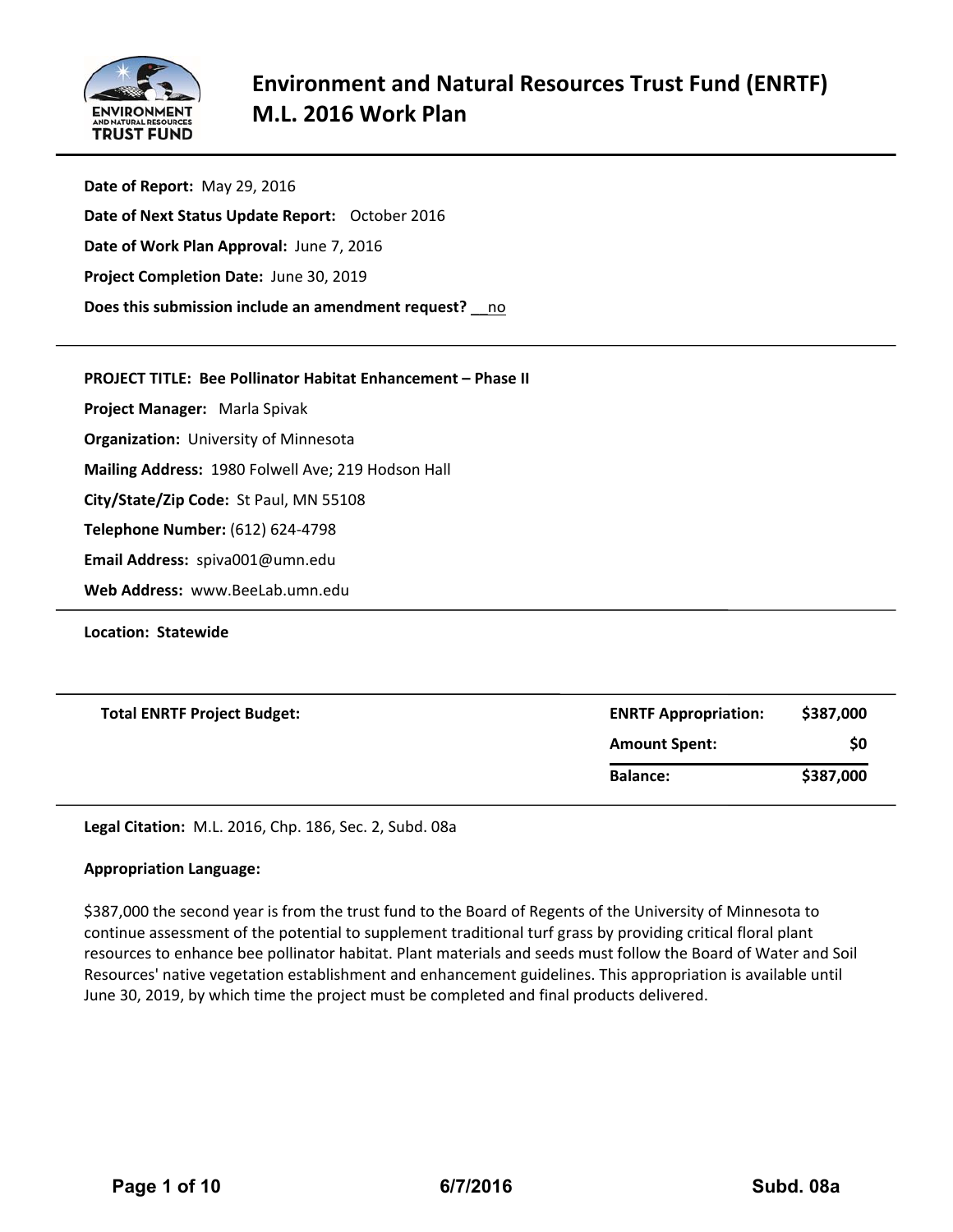# Environment and Natural Resources Trust Fund (ENRTF) M.L. 2016 Work Plan

**Date of Report:** May 29, 2016

**Date of Next Status Update Report:** October 2016

**Date of Work Plan Approval:** June 7, 2016

**Project Completion Date:** June 30, 2019

**Does this submission include an amendment request?** __no

---

**PROJECT TITLE: Bee Pollinator Habitat Enhancement – Phase II**

**Project Manager:** Marla Spivak

**Organization:** University of Minnesota

**Mailing Address:** 1980 Folwell Ave; 219 Hodson Hall

**City/State/Zip Code:** St Paul, MN 55108

**Telephone Number:** (612) 624-4798

**Email Address:** spiva001@umn.edu

**Web Address:** www.BeeLab.umn.edu

---

**Location: Statewide**

---

| **Total ENRTF Project Budget:** | **ENRTF Appropriation:** | **$387,000** |
|---|---|---|
| | **Amount Spent:** | **$0** |
| | **Balance:** | **$387,000** |

---

**Legal Citation:** M.L. 2016, Chp. 186, Sec. 2, Subd. 08a

**Appropriation Language:**

$387,000 the second year is from the trust fund to the Board of Regents of the University of Minnesota to continue assessment of the potential to supplement traditional turf grass by providing critical floral plant resources to enhance bee pollinator habitat. Plant materials and seeds must follow the Board of Water and Soil Resources' native vegetation establishment and enhancement guidelines. This appropriation is available until June 30, 2019, by which time the project must be completed and final products delivered.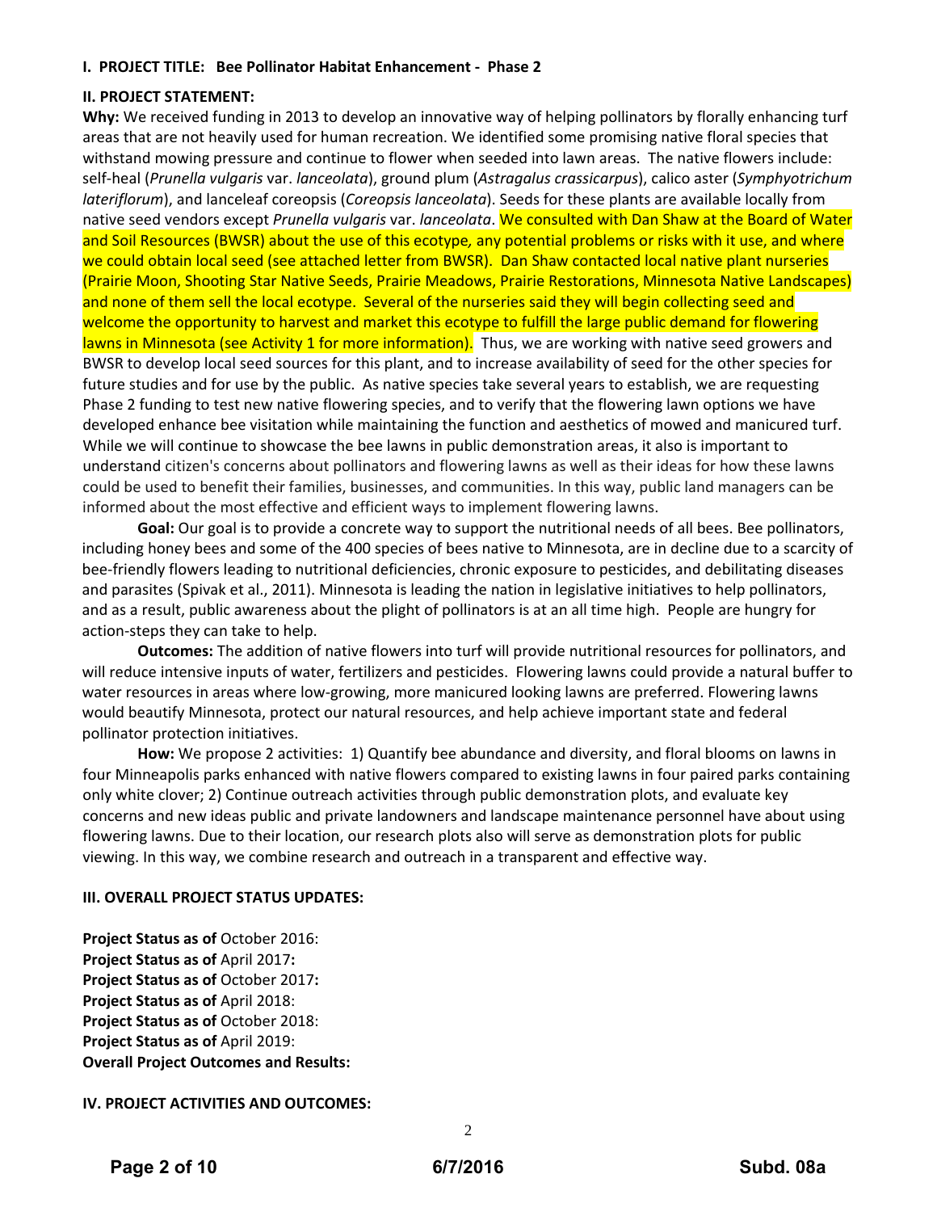**I. PROJECT TITLE: Bee Pollinator Habitat Enhancement - Phase 2**

**II. PROJECT STATEMENT:**

**Why:** We received funding in 2013 to develop an innovative way of helping pollinators by florally enhancing turf areas that are not heavily used for human recreation. We identified some promising native floral species that withstand mowing pressure and continue to flower when seeded into lawn areas. The native flowers include: self-heal (*Prunella vulgaris* var. *lanceolata*), ground plum (*Astragalus crassicarpus*), calico aster (*Symphyotrichum lateriflorum*), and lanceleaf coreopsis (*Coreopsis lanceolata*). Seeds for these plants are available locally from native seed vendors except *Prunella vulgaris* var. *lanceolata*. We consulted with Dan Shaw at the Board of Water and Soil Resources (BWSR) about the use of this ecotype, any potential problems or risks with it use, and where we could obtain local seed (see attached letter from BWSR). Dan Shaw contacted local native plant nurseries (Prairie Moon, Shooting Star Native Seeds, Prairie Meadows, Prairie Restorations, Minnesota Native Landscapes) and none of them sell the local ecotype. Several of the nurseries said they will begin collecting seed and welcome the opportunity to harvest and market this ecotype to fulfill the large public demand for flowering lawns in Minnesota (see Activity 1 for more information). Thus, we are working with native seed growers and BWSR to develop local seed sources for this plant, and to increase availability of seed for the other species for future studies and for use by the public. As native species take several years to establish, we are requesting Phase 2 funding to test new native flowering species, and to verify that the flowering lawn options we have developed enhance bee visitation while maintaining the function and aesthetics of mowed and manicured turf. While we will continue to showcase the bee lawns in public demonstration areas, it also is important to understand citizen's concerns about pollinators and flowering lawns as well as their ideas for how these lawns could be used to benefit their families, businesses, and communities. In this way, public land managers can be informed about the most effective and efficient ways to implement flowering lawns.

**Goal:** Our goal is to provide a concrete way to support the nutritional needs of all bees. Bee pollinators, including honey bees and some of the 400 species of bees native to Minnesota, are in decline due to a scarcity of bee-friendly flowers leading to nutritional deficiencies, chronic exposure to pesticides, and debilitating diseases and parasites (Spivak et al., 2011). Minnesota is leading the nation in legislative initiatives to help pollinators, and as a result, public awareness about the plight of pollinators is at an all time high. People are hungry for action-steps they can take to help.

**Outcomes:** The addition of native flowers into turf will provide nutritional resources for pollinators, and will reduce intensive inputs of water, fertilizers and pesticides. Flowering lawns could provide a natural buffer to water resources in areas where low-growing, more manicured looking lawns are preferred. Flowering lawns would beautify Minnesota, protect our natural resources, and help achieve important state and federal pollinator protection initiatives.

**How:** We propose 2 activities: 1) Quantify bee abundance and diversity, and floral blooms on lawns in four Minneapolis parks enhanced with native flowers compared to existing lawns in four paired parks containing only white clover; 2) Continue outreach activities through public demonstration plots, and evaluate key concerns and new ideas public and private landowners and landscape maintenance personnel have about using flowering lawns. Due to their location, our research plots also will serve as demonstration plots for public viewing. In this way, we combine research and outreach in a transparent and effective way.

**III. OVERALL PROJECT STATUS UPDATES:**

**Project Status as of** October 2016:
**Project Status as of** April 2017**:**
**Project Status as of** October 2017**:**
**Project Status as of** April 2018:
**Project Status as of** October 2018:
**Project Status as of** April 2019:
**Overall Project Outcomes and Results:**

**IV. PROJECT ACTIVITIES AND OUTCOMES:**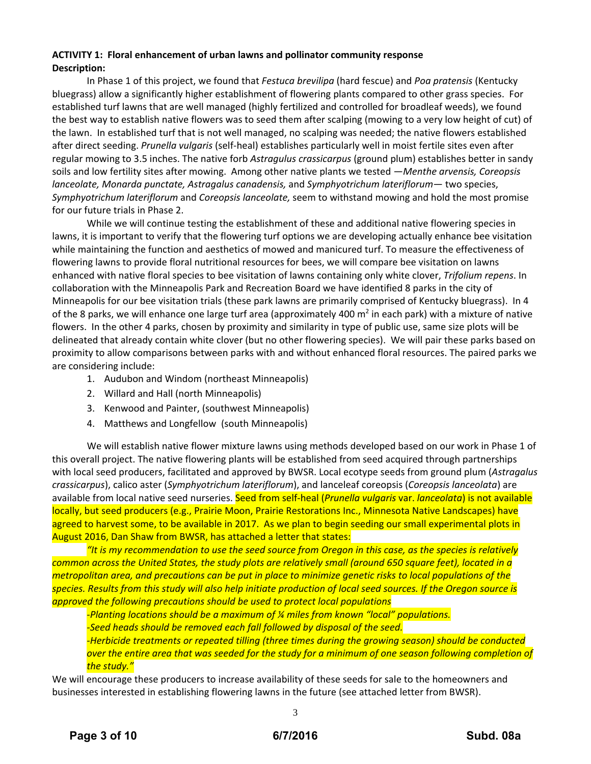**ACTIVITY 1: Floral enhancement of urban lawns and pollinator community response**

**Description:**

In Phase 1 of this project, we found that *Festuca brevilipa* (hard fescue) and *Poa pratensis* (Kentucky bluegrass) allow a significantly higher establishment of flowering plants compared to other grass species. For established turf lawns that are well managed (highly fertilized and controlled for broadleaf weeds), we found the best way to establish native flowers was to seed them after scalping (mowing to a very low height of cut) of the lawn. In established turf that is not well managed, no scalping was needed; the native flowers established after direct seeding. *Prunella vulgaris* (self-heal) establishes particularly well in moist fertile sites even after regular mowing to 3.5 inches. The native forb *Astragulus crassicarpus* (ground plum) establishes better in sandy soils and low fertility sites after mowing. Among other native plants we tested —*Menthe arvensis, Coreopsis lanceolate, Monarda punctate, Astragalus canadensis,* and *Symphyotrichum lateriflorum*— two species, *Symphyotrichum lateriflorum* and *Coreopsis lanceolate,* seem to withstand mowing and hold the most promise for our future trials in Phase 2.

While we will continue testing the establishment of these and additional native flowering species in lawns, it is important to verify that the flowering turf options we are developing actually enhance bee visitation while maintaining the function and aesthetics of mowed and manicured turf. To measure the effectiveness of flowering lawns to provide floral nutritional resources for bees, we will compare bee visitation on lawns enhanced with native floral species to bee visitation of lawns containing only white clover, *Trifolium repens*. In collaboration with the Minneapolis Park and Recreation Board we have identified 8 parks in the city of Minneapolis for our bee visitation trials (these park lawns are primarily comprised of Kentucky bluegrass). In 4 of the 8 parks, we will enhance one large turf area (approximately 400 $m^2$ in each park) with a mixture of native flowers. In the other 4 parks, chosen by proximity and similarity in type of public use, same size plots will be delineated that already contain white clover (but no other flowering species). We will pair these parks based on proximity to allow comparisons between parks with and without enhanced floral resources. The paired parks we are considering include:

1. Audubon and Windom (northeast Minneapolis)
2. Willard and Hall (north Minneapolis)
3. Kenwood and Painter, (southwest Minneapolis)
4. Matthews and Longfellow (south Minneapolis)

We will establish native flower mixture lawns using methods developed based on our work in Phase 1 of this overall project. The native flowering plants will be established from seed acquired through partnerships with local seed producers, facilitated and approved by BWSR. Local ecotype seeds from ground plum (*Astragulus crassicarpus*), calico aster (*Symphyotrichum lateriflorum*), and lanceleaf coreopsis (*Coreopsis lanceolata*) are available from local native seed nurseries. Seed from self-heal (*Prunella vulgaris* var. *lanceolata*) is not available locally, but seed producers (e.g., Prairie Moon, Prairie Restorations Inc., Minnesota Native Landscapes) have agreed to harvest some, to be available in 2017. As we plan to begin seeding our small experimental plots in August 2016, Dan Shaw from BWSR, has attached a letter that states:

*"It is my recommendation to use the seed source from Oregon in this case, as the species is relatively common across the United States, the study plots are relatively small (around 650 square feet), located in a metropolitan area, and precautions can be put in place to minimize genetic risks to local populations of the species. Results from this study will also help initiate production of local seed sources. If the Oregon source is approved the following precautions should be used to protect local populations*

*-Planting locations should be a maximum of ¼ miles from known "local" populations.*

*-Seed heads should be removed each fall followed by disposal of the seed.*

*-Herbicide treatments or repeated tilling (three times during the growing season) should be conducted over the entire area that was seeded for the study for a minimum of one season following completion of the study."*

We will encourage these producers to increase availability of these seeds for sale to the homeowners and businesses interested in establishing flowering lawns in the future (see attached letter from BWSR).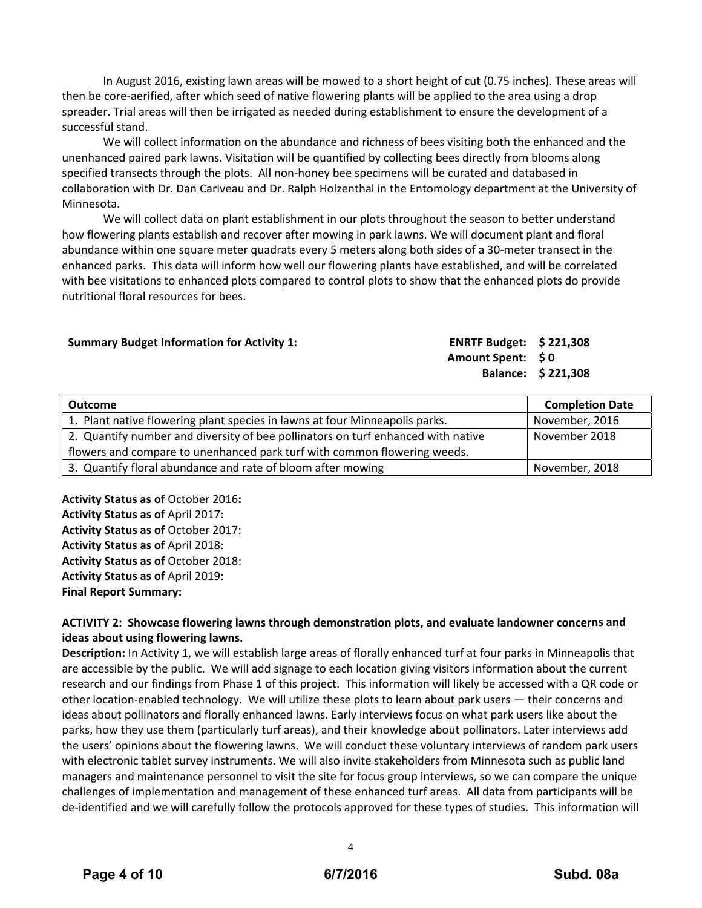In August 2016, existing lawn areas will be mowed to a short height of cut (0.75 inches). These areas will then be core-aerified, after which seed of native flowering plants will be applied to the area using a drop spreader. Trial areas will then be irrigated as needed during establishment to ensure the development of a successful stand.

We will collect information on the abundance and richness of bees visiting both the enhanced and the unenhanced paired park lawns. Visitation will be quantified by collecting bees directly from blooms along specified transects through the plots. All non-honey bee specimens will be curated and databased in collaboration with Dr. Dan Cariveau and Dr. Ralph Holzenthal in the Entomology department at the University of Minnesota.

We will collect data on plant establishment in our plots throughout the season to better understand how flowering plants establish and recover after mowing in park lawns. We will document plant and floral abundance within one square meter quadrats every 5 meters along both sides of a 30-meter transect in the enhanced parks. This data will inform how well our flowering plants have established, and will be correlated with bee visitations to enhanced plots compared to control plots to show that the enhanced plots do provide nutritional floral resources for bees.

**Summary Budget Information for Activity 1:**

**ENRTF Budget: $ 221,308**
**Amount Spent: $ 0**
**Balance: $ 221,308**

| Outcome | Completion Date |
|---|---|
| 1. Plant native flowering plant species in lawns at four Minneapolis parks. | November, 2016 |
| 2. Quantify number and diversity of bee pollinators on turf enhanced with native flowers and compare to unenhanced park turf with common flowering weeds. | November 2018 |
| 3. Quantify floral abundance and rate of bloom after mowing | November, 2018 |

**Activity Status as of** October 2016**:**
**Activity Status as of** April 2017:
**Activity Status as of** October 2017:
**Activity Status as of** April 2018:
**Activity Status as of** October 2018:
**Activity Status as of** April 2019:
**Final Report Summary:**

**ACTIVITY 2: Showcase flowering lawns through demonstration plots, and evaluate landowner concerns and ideas about using flowering lawns.**

**Description:** In Activity 1, we will establish large areas of florally enhanced turf at four parks in Minneapolis that are accessible by the public. We will add signage to each location giving visitors information about the current research and our findings from Phase 1 of this project. This information will likely be accessed with a QR code or other location-enabled technology. We will utilize these plots to learn about park users — their concerns and ideas about pollinators and florally enhanced lawns. Early interviews focus on what park users like about the parks, how they use them (particularly turf areas), and their knowledge about pollinators. Later interviews add the users' opinions about the flowering lawns. We will conduct these voluntary interviews of random park users with electronic tablet survey instruments. We will also invite stakeholders from Minnesota such as public land managers and maintenance personnel to visit the site for focus group interviews, so we can compare the unique challenges of implementation and management of these enhanced turf areas. All data from participants will be de-identified and we will carefully follow the protocols approved for these types of studies. This information will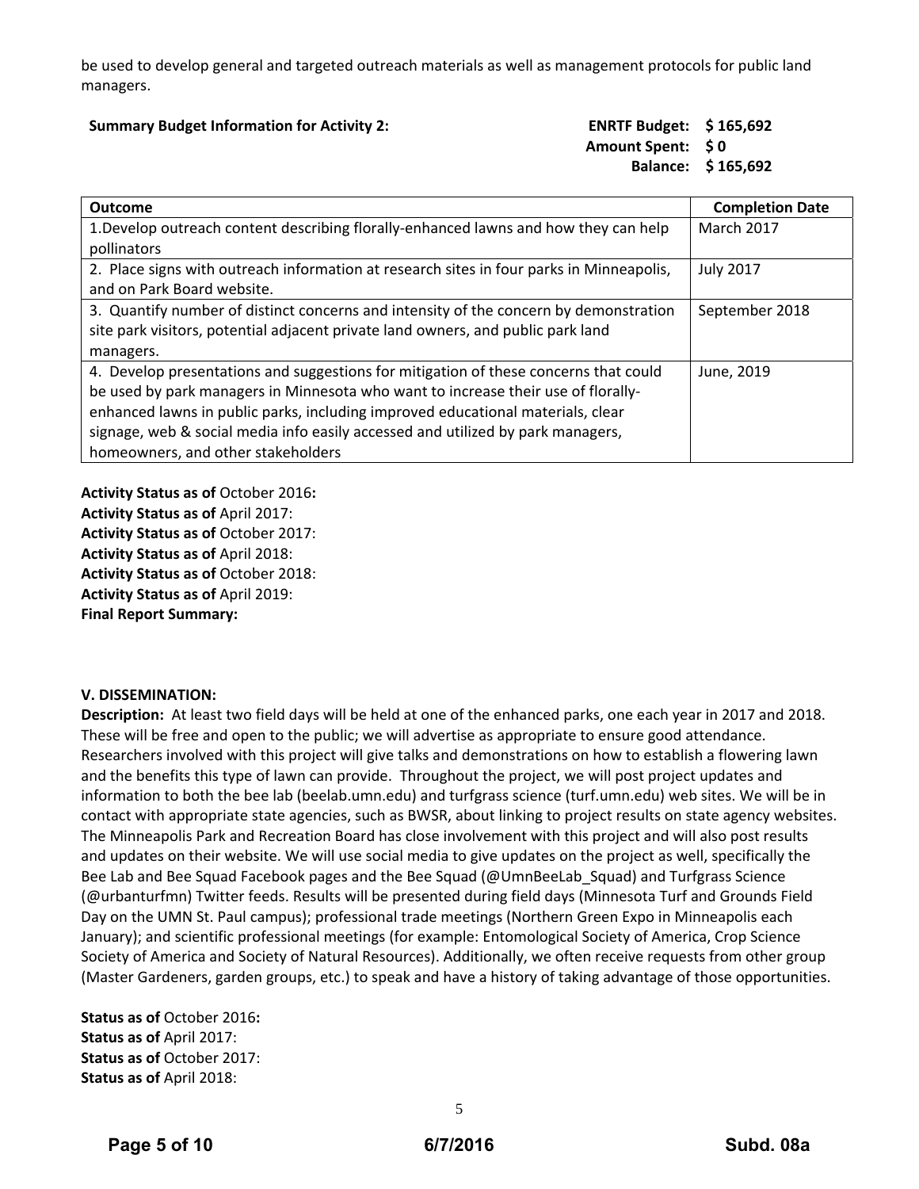be used to develop general and targeted outreach materials as well as management protocols for public land managers.

**Summary Budget Information for Activity 2:**

**ENRTF Budget: $ 165,692**
**Amount Spent: $ 0**
**Balance: $ 165,692**

| Outcome | Completion Date |
|---|---|
| 1.Develop outreach content describing florally-enhanced lawns and how they can help pollinators | March 2017 |
| 2. Place signs with outreach information at research sites in four parks in Minneapolis, and on Park Board website. | July 2017 |
| 3. Quantify number of distinct concerns and intensity of the concern by demonstration site park visitors, potential adjacent private land owners, and public park land managers. | September 2018 |
| 4. Develop presentations and suggestions for mitigation of these concerns that could be used by park managers in Minnesota who want to increase their use of florally-enhanced lawns in public parks, including improved educational materials, clear signage, web & social media info easily accessed and utilized by park managers, homeowners, and other stakeholders | June, 2019 |

**Activity Status as of** October 2016**:**
**Activity Status as of** April 2017:
**Activity Status as of** October 2017:
**Activity Status as of** April 2018:
**Activity Status as of** October 2018:
**Activity Status as of** April 2019:
**Final Report Summary:**

**V. DISSEMINATION:**

**Description:** At least two field days will be held at one of the enhanced parks, one each year in 2017 and 2018. These will be free and open to the public; we will advertise as appropriate to ensure good attendance. Researchers involved with this project will give talks and demonstrations on how to establish a flowering lawn and the benefits this type of lawn can provide. Throughout the project, we will post project updates and information to both the bee lab (beelab.umn.edu) and turfgrass science (turf.umn.edu) web sites. We will be in contact with appropriate state agencies, such as BWSR, about linking to project results on state agency websites. The Minneapolis Park and Recreation Board has close involvement with this project and will also post results and updates on their website. We will use social media to give updates on the project as well, specifically the Bee Lab and Bee Squad Facebook pages and the Bee Squad (@UmnBeeLab_Squad) and Turfgrass Science (@urbanturfmn) Twitter feeds. Results will be presented during field days (Minnesota Turf and Grounds Field Day on the UMN St. Paul campus); professional trade meetings (Northern Green Expo in Minneapolis each January); and scientific professional meetings (for example: Entomological Society of America, Crop Science Society of America and Society of Natural Resources). Additionally, we often receive requests from other group (Master Gardeners, garden groups, etc.) to speak and have a history of taking advantage of those opportunities.

**Status as of** October 2016**:**
**Status as of** April 2017:
**Status as of** October 2017:
**Status as of** April 2018: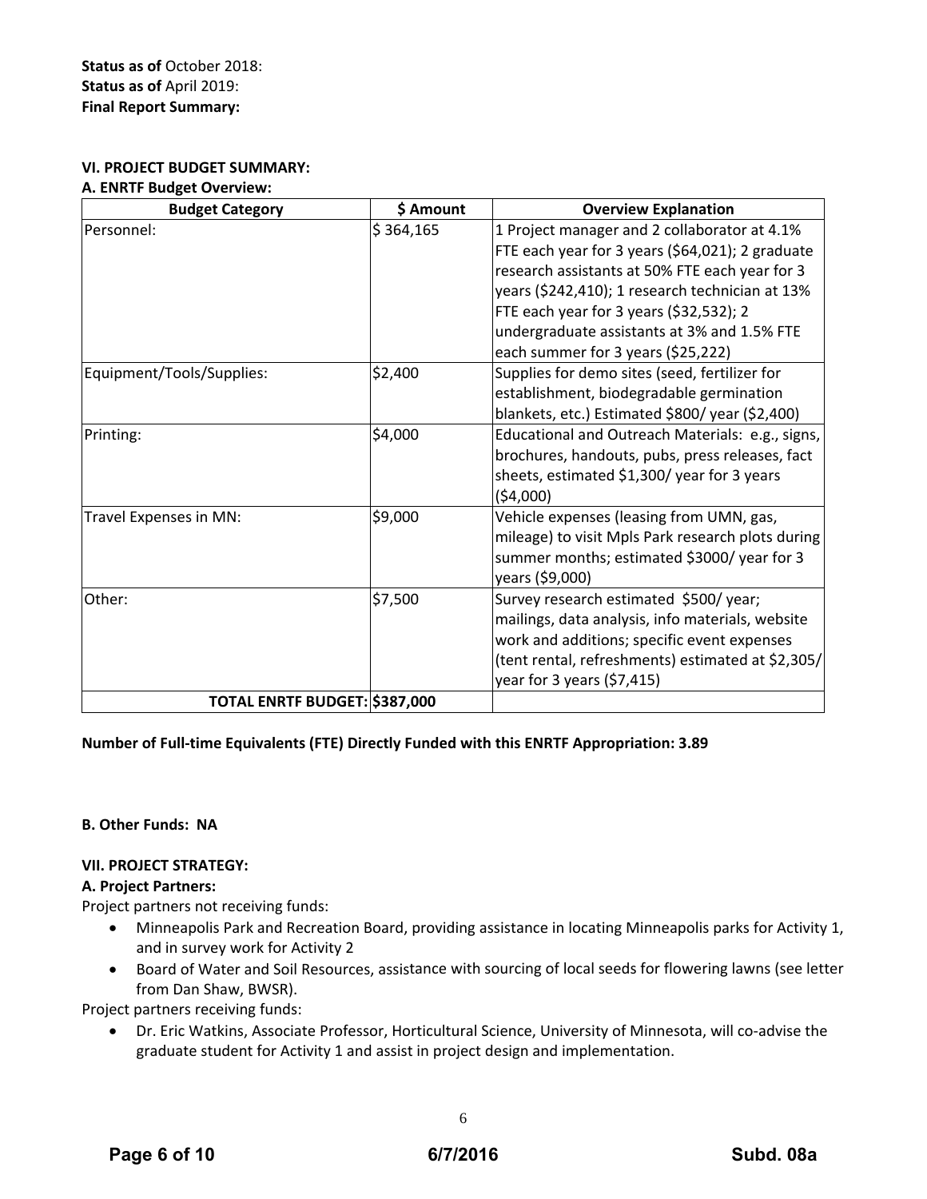**Status as of** October 2018:
**Status as of** April 2019:
**Final Report Summary:**

### VI. PROJECT BUDGET SUMMARY:

#### A. ENRTF Budget Overview:

| Budget Category | $ Amount | Overview Explanation |
|---|---|---|
| Personnel: | $ 364,165 | 1 Project manager and 2 collaborator at 4.1% FTE each year for 3 years ($64,021); 2 graduate research assistants at 50% FTE each year for 3 years ($242,410); 1 research technician at 13% FTE each year for 3 years ($32,532); 2 undergraduate assistants at 3% and 1.5% FTE each summer for 3 years ($25,222) |
| Equipment/Tools/Supplies: | $2,400 | Supplies for demo sites (seed, fertilizer for establishment, biodegradable germination blankets, etc.) Estimated $800/ year ($2,400) |
| Printing: | $4,000 | Educational and Outreach Materials: e.g., signs, brochures, handouts, pubs, press releases, fact sheets, estimated $1,300/ year for 3 years ($4,000) |
| Travel Expenses in MN: | $9,000 | Vehicle expenses (leasing from UMN, gas, mileage) to visit Mpls Park research plots during summer months; estimated $3000/ year for 3 years ($9,000) |
| Other: | $7,500 | Survey research estimated $500/ year; mailings, data analysis, info materials, website work and additions; specific event expenses (tent rental, refreshments) estimated at $2,305/ year for 3 years ($7,415) |
| **TOTAL ENRTF BUDGET:** | **$387,000** | |

**Number of Full-time Equivalents (FTE) Directly Funded with this ENRTF Appropriation: 3.89**

**B. Other Funds: NA**

### VII. PROJECT STRATEGY:

#### A. Project Partners:

Project partners not receiving funds:

- Minneapolis Park and Recreation Board, providing assistance in locating Minneapolis parks for Activity 1, and in survey work for Activity 2
- Board of Water and Soil Resources, assistance with sourcing of local seeds for flowering lawns (see letter from Dan Shaw, BWSR).

Project partners receiving funds:

- Dr. Eric Watkins, Associate Professor, Horticultural Science, University of Minnesota, will co-advise the graduate student for Activity 1 and assist in project design and implementation.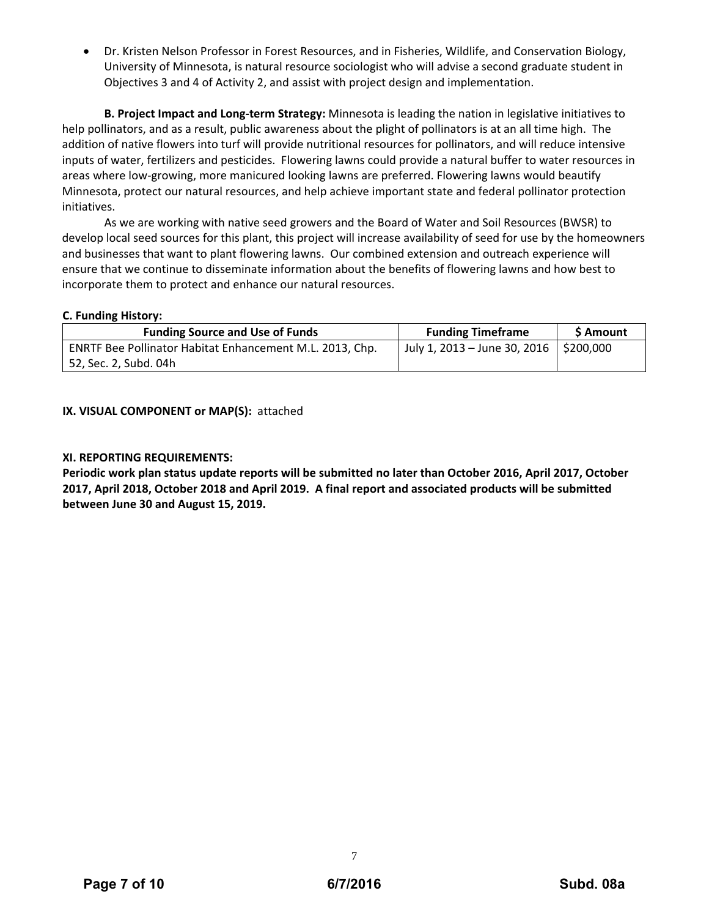- Dr. Kristen Nelson Professor in Forest Resources, and in Fisheries, Wildlife, and Conservation Biology, University of Minnesota, is natural resource sociologist who will advise a second graduate student in Objectives 3 and 4 of Activity 2, and assist with project design and implementation.

**B. Project Impact and Long-term Strategy:** Minnesota is leading the nation in legislative initiatives to help pollinators, and as a result, public awareness about the plight of pollinators is at an all time high. The addition of native flowers into turf will provide nutritional resources for pollinators, and will reduce intensive inputs of water, fertilizers and pesticides. Flowering lawns could provide a natural buffer to water resources in areas where low-growing, more manicured looking lawns are preferred. Flowering lawns would beautify Minnesota, protect our natural resources, and help achieve important state and federal pollinator protection initiatives.

As we are working with native seed growers and the Board of Water and Soil Resources (BWSR) to develop local seed sources for this plant, this project will increase availability of seed for use by the homeowners and businesses that want to plant flowering lawns. Our combined extension and outreach experience will ensure that we continue to disseminate information about the benefits of flowering lawns and how best to incorporate them to protect and enhance our natural resources.

**C. Funding History:**

| Funding Source and Use of Funds | Funding Timeframe | $ Amount |
|---|---|---|
| ENRTF Bee Pollinator Habitat Enhancement M.L. 2013, Chp. 52, Sec. 2, Subd. 04h | July 1, 2013 – June 30, 2016 | $200,000 |

**IX. VISUAL COMPONENT or MAP(S):** attached

**XI. REPORTING REQUIREMENTS:**

**Periodic work plan status update reports will be submitted no later than October 2016, April 2017, October 2017, April 2018, October 2018 and April 2019. A final report and associated products will be submitted between June 30 and August 15, 2019.**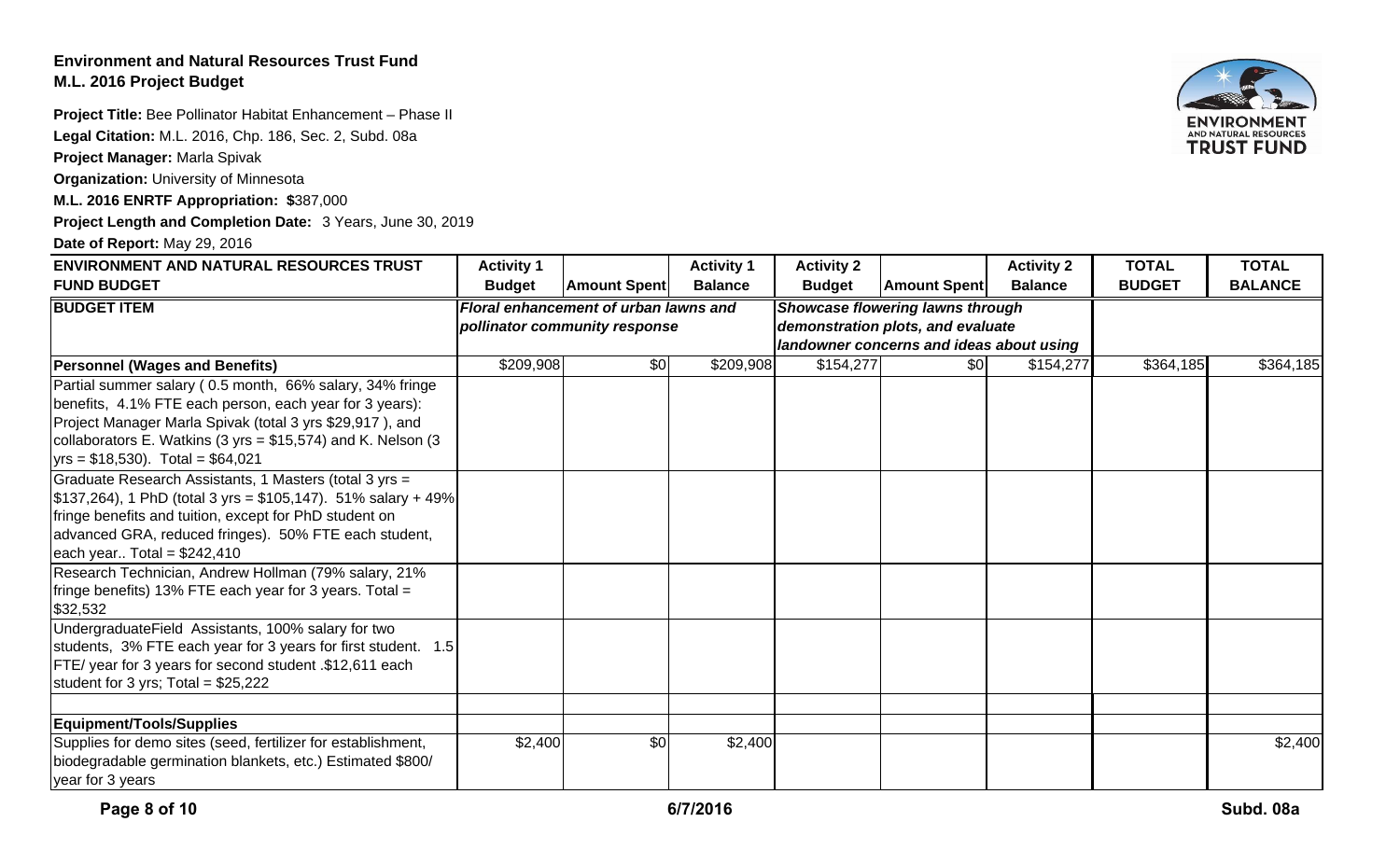**Environment and Natural Resources Trust Fund**
**M.L. 2016 Project Budget**

**Project Title:** Bee Pollinator Habitat Enhancement – Phase II

**Legal Citation:** M.L. 2016, Chp. 186, Sec. 2, Subd. 08a

**Project Manager:** Marla Spivak

**Organization:** University of Minnesota

**M.L. 2016 ENRTF Appropriation: $**387,000

**Project Length and Completion Date:** 3 Years, June 30, 2019

**Date of Report:** May 29, 2016

| ENVIRONMENT AND NATURAL RESOURCES TRUST FUND BUDGET | Activity 1 Budget | Amount Spent | Activity 1 Balance | Activity 2 Budget | Amount Spent | Activity 2 Balance | TOTAL BUDGET | TOTAL BALANCE |
|---|---|---|---|---|---|---|---|---|
| **BUDGET ITEM** | ***Floral enhancement of urban lawns and pollinator community response*** | | | ***Showcase flowering lawns through demonstration plots, and evaluate landowner concerns and ideas about using*** | | | | |
| **Personnel (Wages and Benefits)** | $209,908 | $0 | $209,908 | $154,277 | $0 | $154,277 | $364,185 | $364,185 |
| Partial summer salary ( 0.5 month, 66% salary, 34% fringe benefits, 4.1% FTE each person, each year for 3 years): Project Manager Marla Spivak (total 3 yrs $29,917 ), and collaborators E. Watkins (3 yrs = $15,574) and K. Nelson (3 yrs = $18,530). Total = $64,021 | | | | | | | | |
| Graduate Research Assistants, 1 Masters (total 3 yrs = $137,264), 1 PhD (total 3 yrs = $105,147). 51% salary + 49% fringe benefits and tuition, except for PhD student on advanced GRA, reduced fringes). 50% FTE each student, each year.. Total = $242,410 | | | | | | | | |
| Research Technician, Andrew Hollman (79% salary, 21% fringe benefits) 13% FTE each year for 3 years. Total = $32,532 | | | | | | | | |
| UndergraduateField Assistants, 100% salary for two students, 3% FTE each year for 3 years for first student. 1.5 FTE/ year for 3 years for second student .$12,611 each student for 3 yrs; Total = $25,222 | | | | | | | | |
| | | | | | | | | |
| **Equipment/Tools/Supplies** | | | | | | | | |
| Supplies for demo sites (seed, fertilizer for establishment, biodegradable germination blankets, etc.) Estimated $800/ year for 3 years | $2,400 | $0 | $2,400 | | | | | $2,400 |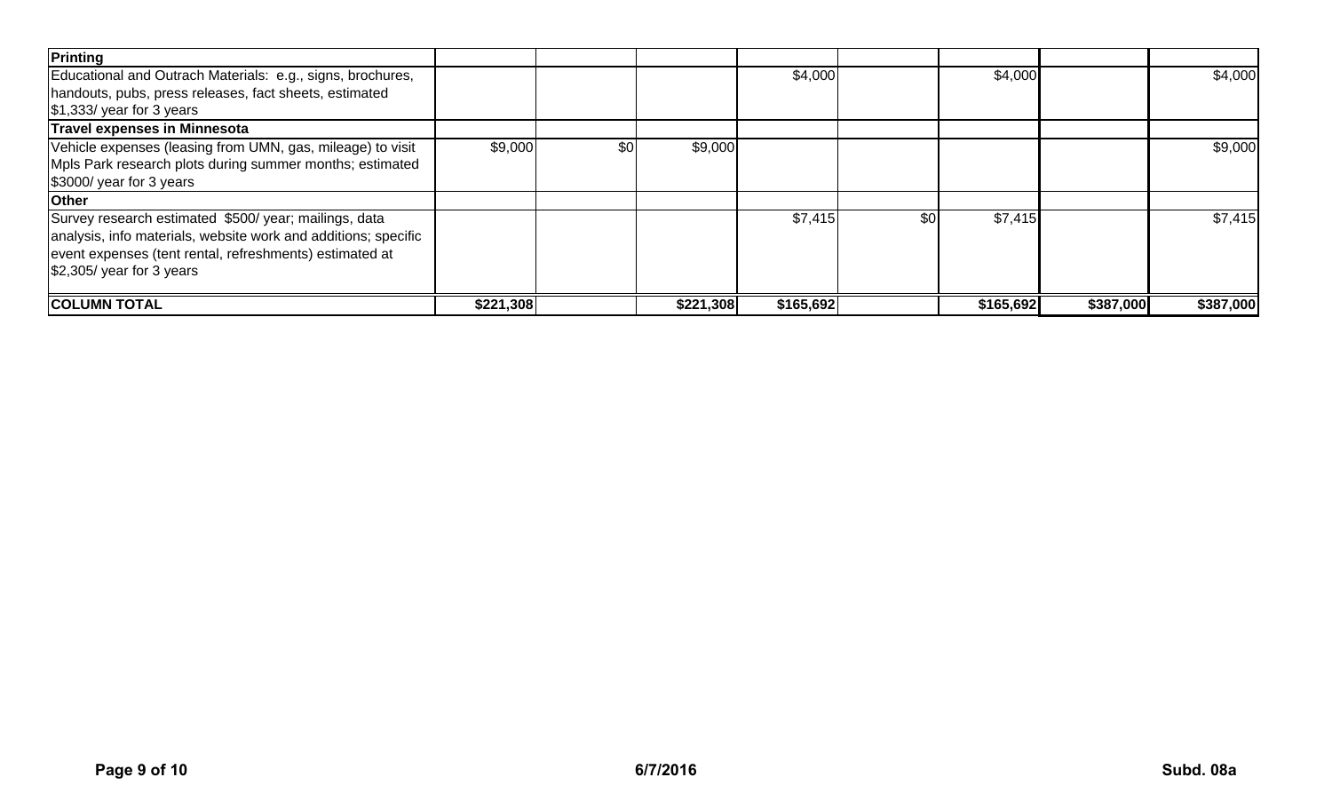| | | | | | | | | |
|---|---|---|---|---|---|---|---|---|
| **Printing** | | | | | | | | |
| Educational and Outrach Materials: e.g., signs, brochures, handouts, pubs, press releases, fact sheets, estimated $1,333/ year for 3 years | | | | $4,000 | | $4,000 | | $4,000 |
| **Travel expenses in Minnesota** | | | | | | | | |
| Vehicle expenses (leasing from UMN, gas, mileage) to visit Mpls Park research plots during summer months; estimated $3000/ year for 3 years | $9,000 | $0 | $9,000 | | | | | $9,000 |
| **Other** | | | | | | | | |
| Survey research estimated $500/ year; mailings, data analysis, info materials, website work and additions; specific event expenses (tent rental, refreshments) estimated at $2,305/ year for 3 years | | | | $7,415 | $0 | $7,415 | | $7,415 |
| **COLUMN TOTAL** | **$221,308** | | **$221,308** | **$165,692** | | **$165,692** | **$387,000** | **$387,000** |

Subd. 08a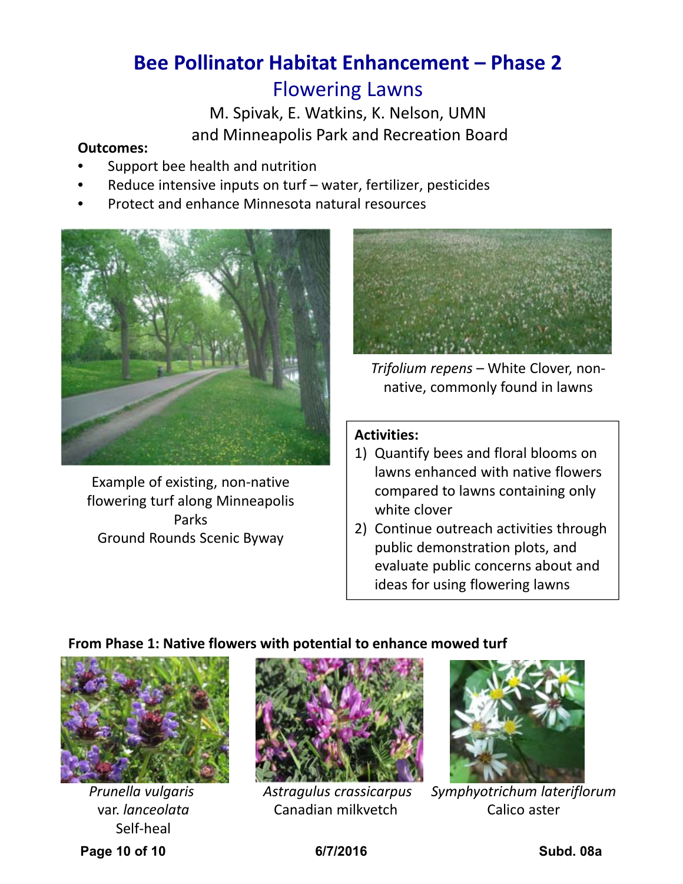# Bee Pollinator Habitat Enhancement – Phase 2

## Flowering Lawns

M. Spivak, E. Watkins, K. Nelson, UMN
and Minneapolis Park and Recreation Board

**Outcomes:**

- Support bee health and nutrition
- Reduce intensive inputs on turf – water, fertilizer, pesticides
- Protect and enhance Minnesota natural resources

Example of existing, non-native flowering turf along Minneapolis Parks
Ground Rounds Scenic Byway

*Trifolium repens* – White Clover, non-native, commonly found in lawns

**Activities:**

1) Quantify bees and floral blooms on lawns enhanced with native flowers compared to lawns containing only white clover
2) Continue outreach activities through public demonstration plots, and evaluate public concerns about and ideas for using flowering lawns

**From Phase 1: Native flowers with potential to enhance mowed turf**

*Prunella vulgaris* var. *lanceolata*
Self-heal

*Astragulus crassicarpus*
Canadian milkvetch

*Symphyotrichum lateriflorum*
Calico aster